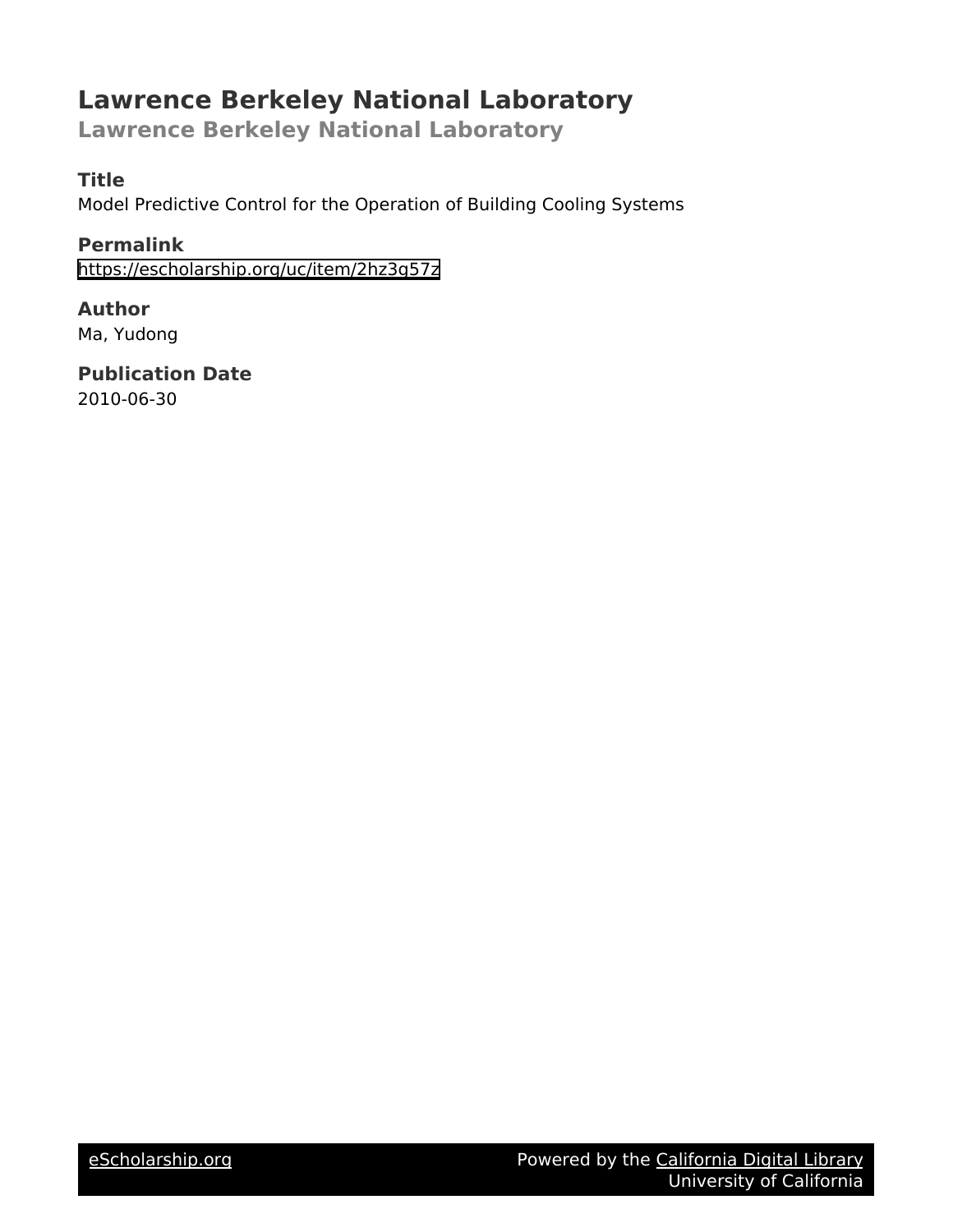# Lawrence Berkeley National Laboratory

## Lawrence Berkeley National Laboratory

### Title

Model Predictive Control for the Operation of Building Cooling Systems

### Permalink

https://escholarship.org/uc/item/2hz3g57z

### Author

Ma, Yudong

### Publication Date

2010-06-30

eScholarship.org Powered by the California Digital Library University of California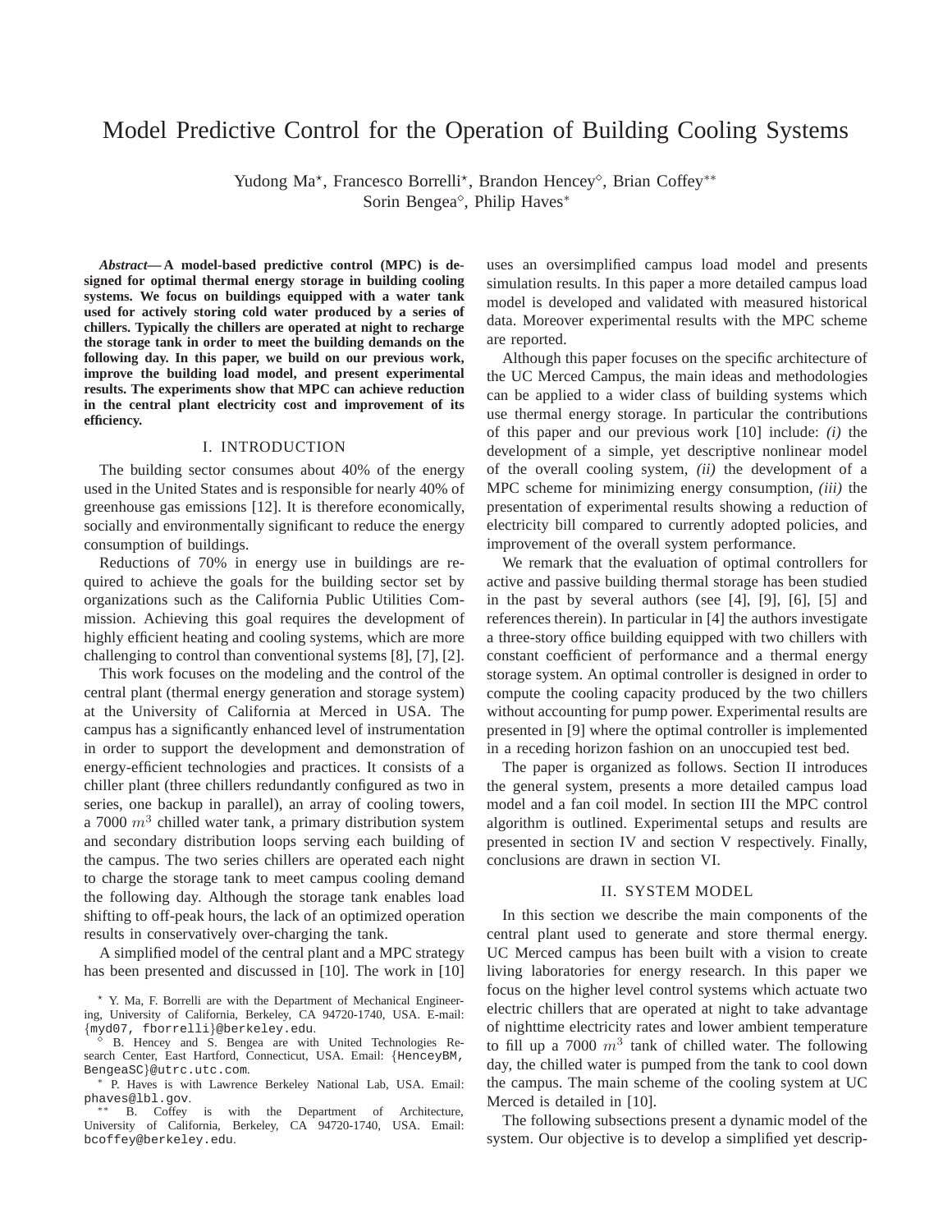# Model Predictive Control for the Operation of Building Cooling Systems

Yudong Ma[⋆], Francesco Borrelli[⋆], Brandon Hencey[⋄], Brian Coffey[∗∗]
Sorin Bengea[⋄], Philip Haves[∗]

***Abstract*— A model-based predictive control (MPC) is designed for optimal thermal energy storage in building cooling systems. We focus on buildings equipped with a water tank used for actively storing cold water produced by a series of chillers. Typically the chillers are operated at night to recharge the storage tank in order to meet the building demands on the following day. In this paper, we build on our previous work, improve the building load model, and present experimental results. The experiments show that MPC can achieve reduction in the central plant electricity cost and improvement of its efficiency.**

## I. INTRODUCTION

The building sector consumes about 40% of the energy used in the United States and is responsible for nearly 40% of greenhouse gas emissions [12]. It is therefore economically, socially and environmentally significant to reduce the energy consumption of buildings.

Reductions of 70% in energy use in buildings are required to achieve the goals for the building sector set by organizations such as the California Public Utilities Commission. Achieving this goal requires the development of highly efficient heating and cooling systems, which are more challenging to control than conventional systems [8], [7], [2].

This work focuses on the modeling and the control of the central plant (thermal energy generation and storage system) at the University of California at Merced in USA. The campus has a significantly enhanced level of instrumentation in order to support the development and demonstration of energy-efficient technologies and practices. It consists of a chiller plant (three chillers redundantly configured as two in series, one backup in parallel), an array of cooling towers, a 7000 $m^3$ chilled water tank, a primary distribution system and secondary distribution loops serving each building of the campus. The two series chillers are operated each night to charge the storage tank to meet campus cooling demand the following day. Although the storage tank enables load shifting to off-peak hours, the lack of an optimized operation results in conservatively over-charging the tank.

A simplified model of the central plant and a MPC strategy has been presented and discussed in [10]. The work in [10] uses an oversimplified campus load model and presents simulation results. In this paper a more detailed campus load model is developed and validated with measured historical data. Moreover experimental results with the MPC scheme are reported.

Although this paper focuses on the specific architecture of the UC Merced Campus, the main ideas and methodologies can be applied to a wider class of building systems which use thermal energy storage. In particular the contributions of this paper and our previous work [10] include: *(i)* the development of a simple, yet descriptive nonlinear model of the overall cooling system, *(ii)* the development of a MPC scheme for minimizing energy consumption, *(iii)* the presentation of experimental results showing a reduction of electricity bill compared to currently adopted policies, and improvement of the overall system performance.

We remark that the evaluation of optimal controllers for active and passive building thermal storage has been studied in the past by several authors (see [4], [9], [6], [5] and references therein). In particular in [4] the authors investigate a three-story office building equipped with two chillers with constant coefficient of performance and a thermal energy storage system. An optimal controller is designed in order to compute the cooling capacity produced by the two chillers without accounting for pump power. Experimental results are presented in [9] where the optimal controller is implemented in a receding horizon fashion on an unoccupied test bed.

The paper is organized as follows. Section II introduces the general system, presents a more detailed campus load model and a fan coil model. In section III the MPC control algorithm is outlined. Experimental setups and results are presented in section IV and section V respectively. Finally, conclusions are drawn in section VI.

## II. SYSTEM MODEL

In this section we describe the main components of the central plant used to generate and store thermal energy. UC Merced campus has been built with a vision to create living laboratories for energy research. In this paper we focus on the higher level control systems which actuate two electric chillers that are operated at night to take advantage of nighttime electricity rates and lower ambient temperature to fill up a 7000 $m^3$ tank of chilled water. The following day, the chilled water is pumped from the tank to cool down the campus. The main scheme of the cooling system at UC Merced is detailed in [10].

The following subsections present a dynamic model of the system. Our objective is to develop a simplified yet descrip-

[⋆] Y. Ma, F. Borrelli are with the Department of Mechanical Engineering, University of California, Berkeley, CA 94720-1740, USA. E-mail: {myd07, fborrelli}@berkeley.edu.

[⋄] B. Hencey and S. Bengea are with United Technologies Research Center, East Hartford, Connecticut, USA. Email: {HenceyBM, BengeaSC}@utrc.utc.com.

[∗] P. Haves is with Lawrence Berkeley National Lab, USA. Email: phaves@lbl.gov.

[∗∗] B. Coffey is with the Department of Architecture, University of California, Berkeley, CA 94720-1740, USA. Email: bcoffey@berkeley.edu.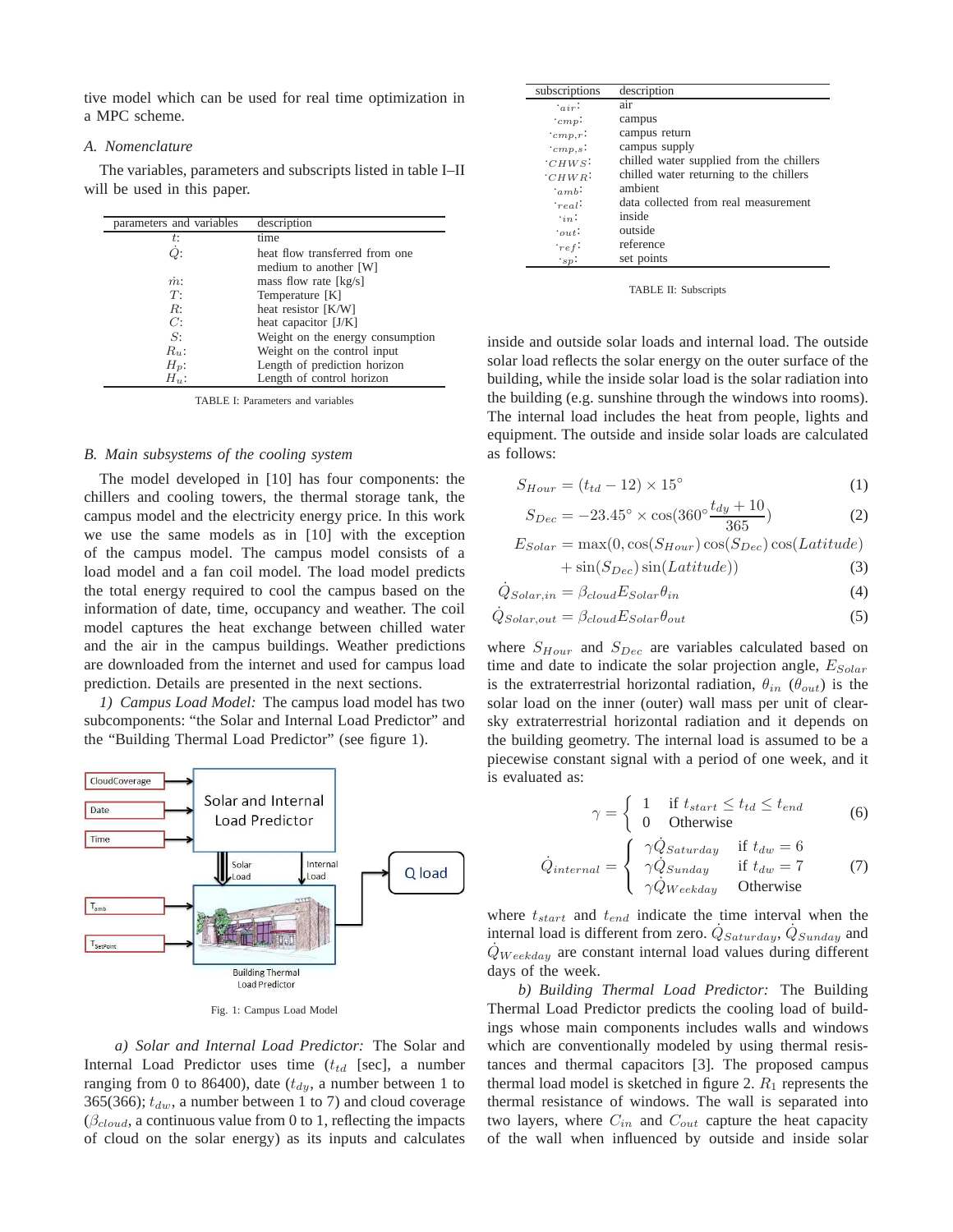tive model which can be used for real time optimization in a MPC scheme.

### A. Nomenclature

The variables, parameters and subscripts listed in table I–II will be used in this paper.

| parameters and variables | description |
|---|---|
| $t$: | time |
| $\dot{Q}$: | heat flow transferred from one medium to another [W] |
| $\dot{m}$: | mass flow rate [kg/s] |
| $T$: | Temperature [K] |
| $R$: | heat resistor [K/W] |
| $C$: | heat capacitor [J/K] |
| $S$: | Weight on the energy consumption |
| $R_u$: | Weight on the control input |
| $H_p$: | Length of prediction horizon |
| $H_u$: | Length of control horizon |

TABLE I: Parameters and variables

| subscriptions | description |
|---|---|
| $\cdot_{air}$: | air |
| $\cdot_{cmp}$: | campus |
| $\cdot_{cmp,r}$: | campus return |
| $\cdot_{cmp,s}$: | campus supply |
| $\cdot_{CHWS}$: | chilled water supplied from the chillers |
| $\cdot_{CHWR}$: | chilled water returning to the chillers |
| $\cdot_{amb}$: | ambient |
| $\cdot_{real}$: | data collected from real measurement |
| $\cdot_{in}$: | inside |
| $\cdot_{out}$: | outside |
| $\cdot_{ref}$: | reference |
| $\cdot_{sp}$: | set points |

TABLE II: Subscripts

### B. Main subsystems of the cooling system

The model developed in [10] has four components: the chillers and cooling towers, the thermal storage tank, the campus model and the electricity energy price. In this work we use the same models as in [10] with the exception of the campus model. The campus model consists of a load model and a fan coil model. The load model predicts the total energy required to cool the campus based on the information of date, time, occupancy and weather. The coil model captures the heat exchange between chilled water and the air in the campus buildings. Weather predictions are downloaded from the internet and used for campus load prediction. Details are presented in the next sections.

*1) Campus Load Model:* The campus load model has two subcomponents: "the Solar and Internal Load Predictor" and the "Building Thermal Load Predictor" (see figure 1).

Fig. 1: Campus Load Model

*a) Solar and Internal Load Predictor:* The Solar and Internal Load Predictor uses time ($t_{td}$ [sec], a number ranging from 0 to 86400), date ($t_{dy}$, a number between 1 to 365(366); $t_{dw}$, a number between 1 to 7) and cloud coverage ($\beta_{cloud}$, a continuous value from 0 to 1, reflecting the impacts of cloud on the solar energy) as its inputs and calculates inside and outside solar loads and internal load. The outside solar load reflects the solar energy on the outer surface of the building, while the inside solar load is the solar radiation into the building (e.g. sunshine through the windows into rooms). The internal load includes the heat from people, lights and equipment. The outside and inside solar loads are calculated as follows:

$$S_{Hour} = (t_{td} - 12) \times 15^\circ \tag{1}$$

$$S_{Dec} = -23.45^\circ \times \cos(360^\circ \frac{t_{dy} + 10}{365}) \tag{2}$$

$$E_{Solar} = \max(0, \cos(S_{Hour})\cos(S_{Dec})\cos(Latitude) + \sin(S_{Dec})\sin(Latitude)) \tag{3}$$

$$\dot{Q}_{Solar,in} = \beta_{cloud} E_{Solar} \theta_{in} \tag{4}$$

$$\dot{Q}_{Solar,out} = \beta_{cloud} E_{Solar} \theta_{out} \tag{5}$$

where $S_{Hour}$ and $S_{Dec}$ are variables calculated based on time and date to indicate the solar projection angle, $E_{Solar}$ is the extraterrestrial horizontal radiation, $\theta_{in}$ ($\theta_{out}$) is the solar load on the inner (outer) wall mass per unit of clear-sky extraterrestrial horizontal radiation and it depends on the building geometry. The internal load is assumed to be a piecewise constant signal with a period of one week, and it is evaluated as:

$$\gamma = \begin{cases} 1 & \text{if } t_{start} \le t_{td} \le t_{end} \\ 0 & \text{Otherwise} \end{cases} \tag{6}$$

$$\dot{Q}_{internal} = \begin{cases} \gamma \dot{Q}_{Saturday} & \text{if } t_{dw} = 6 \\ \gamma \dot{Q}_{Sunday} & \text{if } t_{dw} = 7 \\ \gamma \dot{Q}_{Weekday} & \text{Otherwise} \end{cases} \tag{7}$$

where $t_{start}$ and $t_{end}$ indicate the time interval when the internal load is different from zero. $\dot{Q}_{Saturday}$, $\dot{Q}_{Sunday}$ and $\dot{Q}_{Weekday}$ are constant internal load values during different days of the week.

*b) Building Thermal Load Predictor:* The Building Thermal Load Predictor predicts the cooling load of buildings whose main components includes walls and windows which are conventionally modeled by using thermal resistances and thermal capacitors [3]. The proposed campus thermal load model is sketched in figure 2. $R_1$ represents the thermal resistance of windows. The wall is separated into two layers, where $C_{in}$ and $C_{out}$ capture the heat capacity of the wall when influenced by outside and inside solar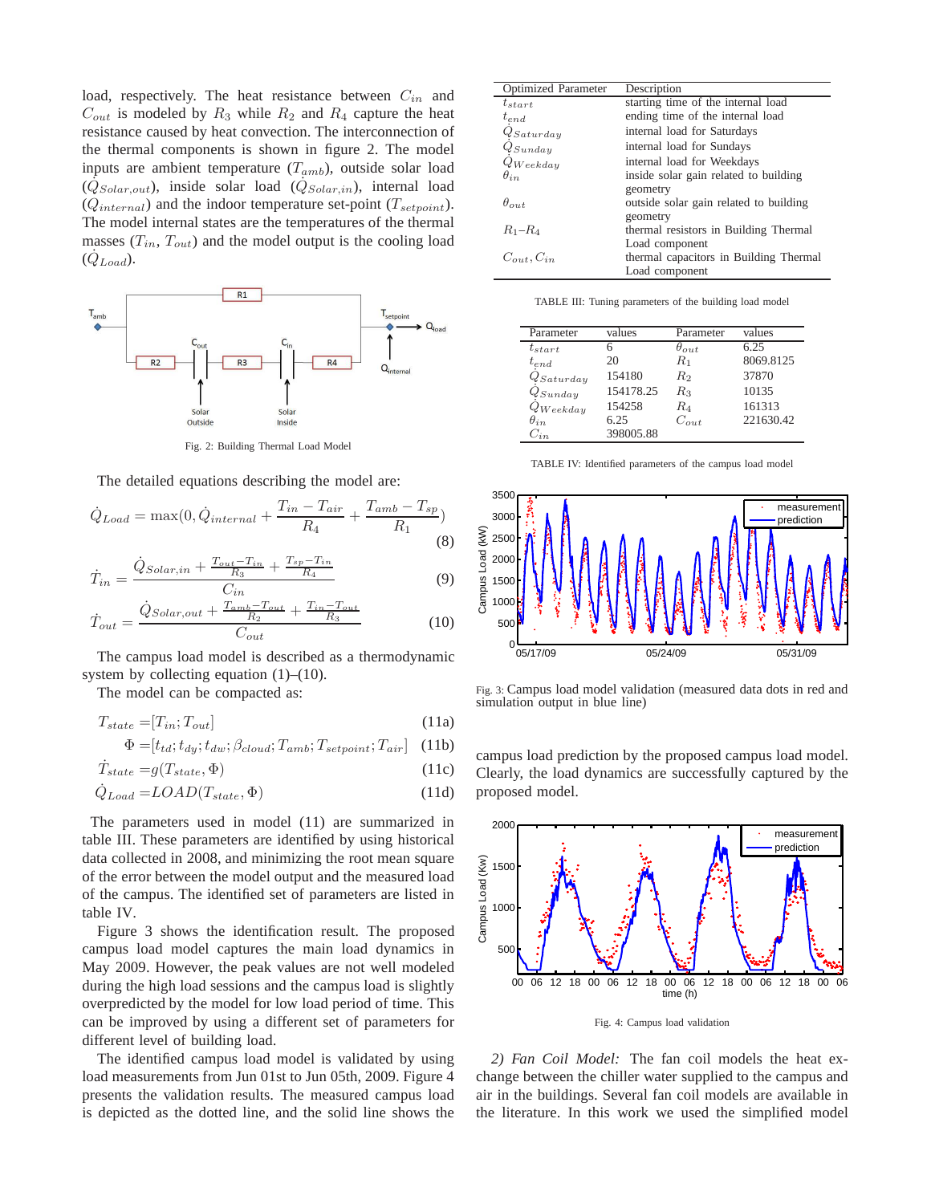load, respectively. The heat resistance between $C_{in}$ and $C_{out}$ is modeled by $R_3$ while $R_2$ and $R_4$ capture the heat resistance caused by heat convection. The interconnection of the thermal components is shown in figure 2. The model inputs are ambient temperature ($T_{amb}$), outside solar load ($\dot{Q}_{Solar,out}$), inside solar load ($\dot{Q}_{Solar,in}$), internal load ($\dot{Q}_{internal}$) and the indoor temperature set-point ($T_{setpoint}$). The model internal states are the temperatures of the thermal masses ($T_{in}$, $T_{out}$) and the model output is the cooling load ($\dot{Q}_{Load}$).

Fig. 2: Building Thermal Load Model

The detailed equations describing the model are:

$$\dot{Q}_{Load} = \max(0, \dot{Q}_{internal} + \frac{T_{in} - T_{air}}{R_4} + \frac{T_{amb} - T_{sp}}{R_1}) \tag{8}$$

$$\dot{T}_{in} = \frac{\dot{Q}_{Solar,in} + \frac{T_{out} - T_{in}}{R_3} + \frac{T_{sp} - T_{in}}{R_4}}{C_{in}} \tag{9}$$

$$\dot{T}_{out} = \frac{\dot{Q}_{Solar,out} + \frac{T_{amb} - T_{out}}{R_2} + \frac{T_{in} - T_{out}}{R_3}}{C_{out}} \tag{10}$$

The campus load model is described as a thermodynamic system by collecting equation (1)–(10).

The model can be compacted as:

$$T_{state} = [T_{in}; T_{out}] \tag{11a}$$

$$\Phi = [t_{td}; t_{dy}; t_{dw}; \beta_{cloud}; T_{amb}; T_{setpoint}; T_{air}] \tag{11b}$$

$$\dot{T}_{state} = g(T_{state}, \Phi) \tag{11c}$$

$$\dot{Q}_{Load} = LOAD(T_{state}, \Phi) \tag{11d}$$

The parameters used in model (11) are summarized in table III. These parameters are identified by using historical data collected in 2008, and minimizing the root mean square of the error between the model output and the measured load of the campus. The identified set of parameters are listed in table IV.

Figure 3 shows the identification result. The proposed campus load model captures the main load dynamics in May 2009. However, the peak values are not well modeled during the high load sessions and the campus load is slightly overpredicted by the model for low load period of time. This can be improved by using a different set of parameters for different level of building load.

The identified campus load model is validated by using load measurements from Jun 01st to Jun 05th, 2009. Figure 4 presents the validation results. The measured campus load is depicted as the dotted line, and the solid line shows the campus load prediction by the proposed campus load model. Clearly, the load dynamics are successfully captured by the proposed model.

| Optimized Parameter | Description |
|---|---|
| $t_{start}$ | starting time of the internal load |
| $t_{end}$ | ending time of the internal load |
| $\dot{Q}_{Saturday}$ | internal load for Saturdays |
| $\dot{Q}_{Sunday}$ | internal load for Sundays |
| $\dot{Q}_{Weekday}$ | internal load for Weekdays |
| $\theta_{in}$ | inside solar gain related to building geometry |
| $\theta_{out}$ | outside solar gain related to building geometry |
| $R_1$–$R_4$ | thermal resistors in Building Thermal Load component |
| $C_{out}, C_{in}$ | thermal capacitors in Building Thermal Load component |

TABLE III: Tuning parameters of the building load model

| Parameter | values | Parameter | values |
|---|---|---|---|
| $t_{start}$ | 6 | $\theta_{out}$ | 6.25 |
| $t_{end}$ | 20 | $R_1$ | 8069.8125 |
| $\dot{Q}_{Saturday}$ | 154180 | $R_2$ | 37870 |
| $\dot{Q}_{Sunday}$ | 154178.25 | $R_3$ | 10135 |
| $\dot{Q}_{Weekday}$ | 154258 | $R_4$ | 161313 |
| $\theta_{in}$ | 6.25 | $C_{out}$ | 221630.42 |
| $C_{in}$ | 398005.88 | | |

TABLE IV: Identified parameters of the campus load model

Fig. 3: Campus load model validation (measured data dots in red and simulation output in blue line)

Fig. 4: Campus load validation

*2) Fan Coil Model:* The fan coil models the heat exchange between the chiller water supplied to the campus and air in the buildings. Several fan coil models are available in the literature. In this work we used the simplified model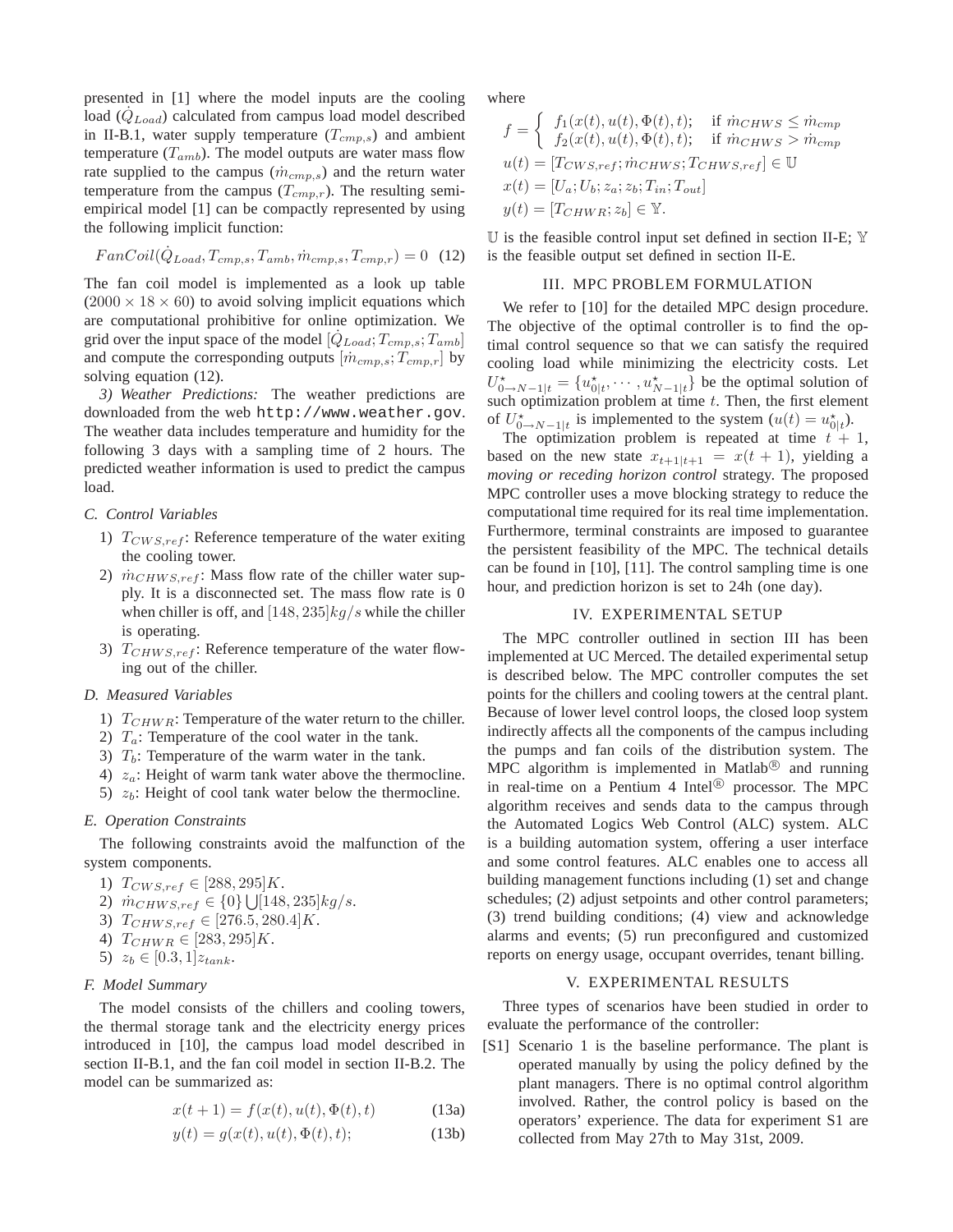presented in [1] where the model inputs are the cooling load ($\dot{Q}_{Load}$) calculated from campus load model described in II-B.1, water supply temperature ($T_{cmp,s}$) and ambient temperature ($T_{amb}$). The model outputs are water mass flow rate supplied to the campus ($\dot{m}_{cmp,s}$) and the return water temperature from the campus ($T_{cmp,r}$). The resulting semi-empirical model [1] can be compactly represented by using the following implicit function:

$$FanCoil(\dot{Q}_{Load}, T_{cmp,s}, T_{amb}, \dot{m}_{cmp,s}, T_{cmp,r}) = 0 \quad (12)$$

The fan coil model is implemented as a look up table ($2000 \times 18 \times 60$) to avoid solving implicit equations which are computational prohibitive for online optimization. We grid over the input space of the model $[\dot{Q}_{Load}; T_{cmp,s}; T_{amb}]$ and compute the corresponding outputs $[\dot{m}_{cmp,s}; T_{cmp,r}]$ by solving equation (12).

*3) Weather Predictions:* The weather predictions are downloaded from the web http://www.weather.gov. The weather data includes temperature and humidity for the following 3 days with a sampling time of 2 hours. The predicted weather information is used to predict the campus load.

### C. Control Variables

1) $T_{CWS,ref}$: Reference temperature of the water exiting the cooling tower.
2) $\dot{m}_{CHWS,ref}$: Mass flow rate of the chiller water supply. It is a disconnected set. The mass flow rate is 0 when chiller is off, and $[148, 235]kg/s$ while the chiller is operating.
3) $T_{CHWS,ref}$: Reference temperature of the water flowing out of the chiller.

### D. Measured Variables

1) $T_{CHWR}$: Temperature of the water return to the chiller.
2) $T_a$: Temperature of the cool water in the tank.
3) $T_b$: Temperature of the warm water in the tank.
4) $z_a$: Height of warm tank water above the thermocline.
5) $z_b$: Height of cool tank water below the thermocline.

### E. Operation Constraints

The following constraints avoid the malfunction of the system components.

1) $T_{CWS,ref} \in [288, 295]K$.
2) $\dot{m}_{CHWS,ref} \in \{0\} \bigcup [148, 235]kg/s$.
3) $T_{CHWS,ref} \in [276.5, 280.4]K$.
4) $T_{CHWR} \in [283, 295]K$.
5) $z_b \in [0.3, 1]z_{tank}$.

### F. Model Summary

The model consists of the chillers and cooling towers, the thermal storage tank and the electricity energy prices introduced in [10], the campus load model described in section II-B.1, and the fan coil model in section II-B.2. The model can be summarized as:

$$x(t+1) = f(x(t), u(t), \Phi(t), t) \quad (13a)$$

$$y(t) = g(x(t), u(t), \Phi(t), t); \quad (13b)$$

where

$$f = \begin{cases} f_1(x(t), u(t), \Phi(t), t); & \text{if } \dot{m}_{CHWS} \leq \dot{m}_{cmp} \\ f_2(x(t), u(t), \Phi(t), t); & \text{if } \dot{m}_{CHWS} > \dot{m}_{cmp} \end{cases}$$

$$u(t) = [T_{CWS,ref}; \dot{m}_{CHWS}; T_{CHWS,ref}] \in \mathbb{U}$$

$$x(t) = [U_a; U_b; z_a; z_b; T_{in}; T_{out}]$$

$$y(t) = [T_{CHWR}; z_b] \in \mathbb{Y}.$$

$\mathbb{U}$ is the feasible control input set defined in section II-E; $\mathbb{Y}$ is the feasible output set defined in section II-E.

## III. MPC PROBLEM FORMULATION

We refer to [10] for the detailed MPC design procedure. The objective of the optimal controller is to find the optimal control sequence so that we can satisfy the required cooling load while minimizing the electricity costs. Let $U^{\star}_{0\rightarrow N-1|t} = \{u^{\star}_{0|t}, \cdots, u^{\star}_{N-1|t}\}$ be the optimal solution of such optimization problem at time $t$. Then, the first element of $U^{\star}_{0\rightarrow N-1|t}$ is implemented to the system ($u(t) = u^{\star}_{0|t}$).

The optimization problem is repeated at time $t+1$, based on the new state $x_{t+1|t+1} = x(t+1)$, yielding a *moving or receding horizon control* strategy. The proposed MPC controller uses a move blocking strategy to reduce the computational time required for its real time implementation. Furthermore, terminal constraints are imposed to guarantee the persistent feasibility of the MPC. The technical details can be found in [10], [11]. The control sampling time is one hour, and prediction horizon is set to 24h (one day).

## IV. EXPERIMENTAL SETUP

The MPC controller outlined in section III has been implemented at UC Merced. The detailed experimental setup is described below. The MPC controller computes the set points for the chillers and cooling towers at the central plant. Because of lower level control loops, the closed loop system indirectly affects all the components of the campus including the pumps and fan coils of the distribution system. The MPC algorithm is implemented in Matlab® and running in real-time on a Pentium 4 Intel® processor. The MPC algorithm receives and sends data to the campus through the Automated Logics Web Control (ALC) system. ALC is a building automation system, offering a user interface and some control features. ALC enables one to access all building management functions including (1) set and change schedules; (2) adjust setpoints and other control parameters; (3) trend building conditions; (4) view and acknowledge alarms and events; (5) run preconfigured and customized reports on energy usage, occupant overrides, tenant billing.

## V. EXPERIMENTAL RESULTS

Three types of scenarios have been studied in order to evaluate the performance of the controller:

[S1] Scenario 1 is the baseline performance. The plant is operated manually by using the policy defined by the plant managers. There is no optimal control algorithm involved. Rather, the control policy is based on the operators' experience. The data for experiment S1 are collected from May 27th to May 31st, 2009.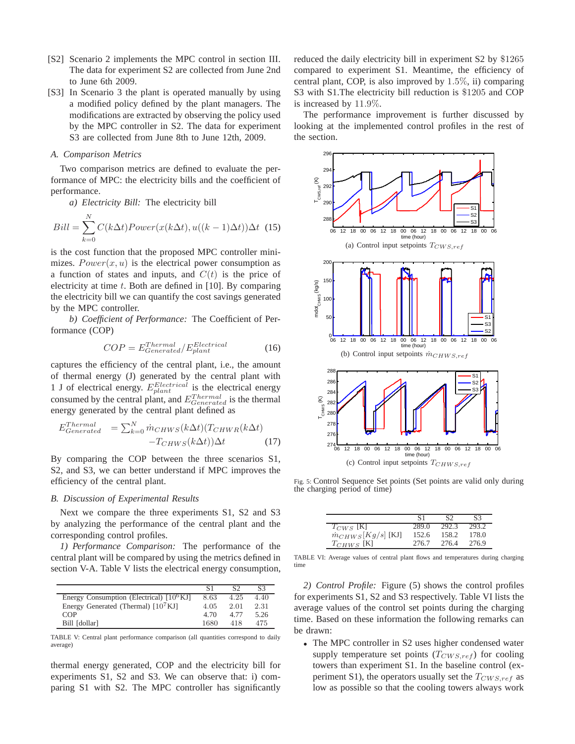- [S2] Scenario 2 implements the MPC control in section III. The data for experiment S2 are collected from June 2nd to June 6th 2009.
- [S3] In Scenario 3 the plant is operated manually by using a modified policy defined by the plant managers. The modifications are extracted by observing the policy used by the MPC controller in S2. The data for experiment S3 are collected from June 8th to June 12th, 2009.

### A. Comparison Metrics

Two comparison metrics are defined to evaluate the performance of MPC: the electricity bills and the coefficient of performance.

*a) Electricity Bill:* The electricity bill

$$Bill = \sum_{k=0}^{N} C(k\Delta t) Power(x(k\Delta t), u((k-1)\Delta t))\Delta t \quad (15)$$

is the cost function that the proposed MPC controller minimizes. $Power(x, u)$ is the electrical power consumption as a function of states and inputs, and $C(t)$ is the price of electricity at time $t$. Both are defined in [10]. By comparing the electricity bill we can quantify the cost savings generated by the MPC controller.

*b) Coefficient of Performance:* The Coefficient of Performance (COP)

$$COP = E^{Thermal}_{Generated} / E^{Electrical}_{plant} \quad (16)$$

captures the efficiency of the central plant, i.e., the amount of thermal energy (J) generated by the central plant with 1 J of electrical energy. $E^{Electrical}_{plant}$ is the electrical energy consumed by the central plant, and $E^{Thermal}_{Generated}$ is the thermal energy generated by the central plant defined as

$$E^{Thermal}_{Generated} = \sum_{k=0}^{N} \dot{m}_{CHWS}(k\Delta t)(T_{CHWR}(k\Delta t) - T_{CHWS}(k\Delta t))\Delta t \quad (17)$$

By comparing the COP between the three scenarios S1, S2, and S3, we can better understand if MPC improves the efficiency of the central plant.

### B. Discussion of Experimental Results

Next we compare the three experiments S1, S2 and S3 by analyzing the performance of the central plant and the corresponding control profiles.

*1) Performance Comparison:* The performance of the central plant will be compared by using the metrics defined in section V-A. Table V lists the electrical energy consumption,

| | S1 | S2 | S3 |
|---|---|---|---|
| Energy Consumption (Electrical) [$10^6$KJ] | 8.63 | 4.25 | 4.40 |
| Energy Generated (Thermal) [$10^7$KJ] | 4.05 | 2.01 | 2.31 |
| COP | 4.70 | 4.77 | 5.26 |
| Bill [dollar] | 1680 | 418 | 475 |

TABLE V: Central plant performance comparison (all quantities correspond to daily average)

thermal energy generated, COP and the electricity bill for experiments S1, S2 and S3. We can observe that: i) comparing S1 with S2. The MPC controller has significantly reduced the daily electricity bill in experiment S2 by $\$1265$ compared to experiment S1. Meantime, the efficiency of central plant, COP, is also improved by $1.5\%$, ii) comparing S3 with S1.The electricity bill reduction is $\$1205$ and COP is increased by $11.9\%$.

The performance improvement is further discussed by looking at the implemented control profiles in the rest of the section.

(a) Control input setpoints $T_{CWS,ref}$

(b) Control input setpoints $\dot{m}_{CHWS,ref}$

(c) Control input setpoints $T_{CHWS,ref}$

Fig. 5: Control Sequence Set points (Set points are valid only during the charging period of time)

| | S1 | S2 | S3 |
|---|---|---|---|
| $T_{CWS}$ [K] | 289.0 | 292.3 | 293.2 |
| $\dot{m}_{CHWS}[Kg/s]$ [KJ] | 152.6 | 158.2 | 178.0 |
| $T_{CHWS}$ [K] | 276.7 | 276.4 | 276.9 |

TABLE VI: Average values of central plant flows and temperatures during charging time

*2) Control Profile:* Figure (5) shows the control profiles for experiments S1, S2 and S3 respectively. Table VI lists the average values of the control set points during the charging time. Based on these information the following remarks can be drawn:

- The MPC controller in S2 uses higher condensed water supply temperature set points ($T_{CWS,ref}$) for cooling towers than experiment S1. In the baseline control (experiment S1), the operators usually set the $T_{CWS,ref}$ as low as possible so that the cooling towers always work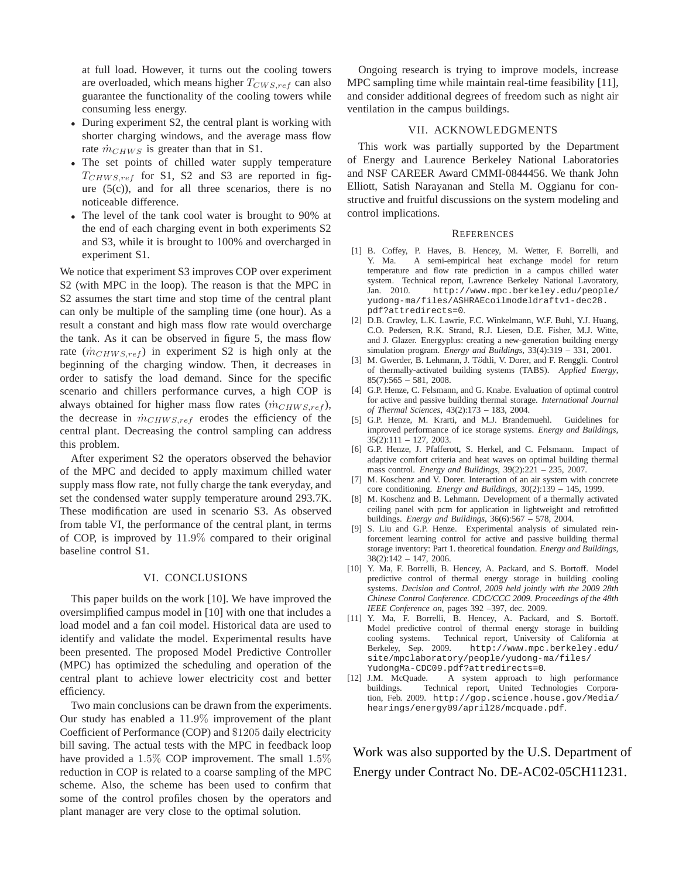at full load. However, it turns out the cooling towers are overloaded, which means higher $T_{CWS,ref}$ can also guarantee the functionality of the cooling towers while consuming less energy.

- During experiment S2, the central plant is working with shorter charging windows, and the average mass flow rate $\dot{m}_{CHWS}$ is greater than that in S1.
- The set points of chilled water supply temperature $T_{CHWS,ref}$ for S1, S2 and S3 are reported in figure (5(c)), and for all three scenarios, there is no noticeable difference.
- The level of the tank cool water is brought to 90% at the end of each charging event in both experiments S2 and S3, while it is brought to 100% and overcharged in experiment S1.

We notice that experiment S3 improves COP over experiment S2 (with MPC in the loop). The reason is that the MPC in S2 assumes the start time and stop time of the central plant can only be multiple of the sampling time (one hour). As a result a constant and high mass flow rate would overcharge the tank. As it can be observed in figure 5, the mass flow rate ($\dot{m}_{CHWS,ref}$) in experiment S2 is high only at the beginning of the charging window. Then, it decreases in order to satisfy the load demand. Since for the specific scenario and chillers performance curves, a high COP is always obtained for higher mass flow rates ($\dot{m}_{CHWS,ref}$), the decrease in $\dot{m}_{CHWS,ref}$ erodes the efficiency of the central plant. Decreasing the control sampling can address this problem.

After experiment S2 the operators observed the behavior of the MPC and decided to apply maximum chilled water supply mass flow rate, not fully charge the tank everyday, and set the condensed water supply temperature around 293.7K. These modification are used in scenario S3. As observed from table VI, the performance of the central plant, in terms of COP, is improved by $11.9\%$ compared to their original baseline control S1.

## VI. Conclusions

This paper builds on the work [10]. We have improved the oversimplified campus model in [10] with one that includes a load model and a fan coil model. Historical data are used to identify and validate the model. Experimental results have been presented. The proposed Model Predictive Controller (MPC) has optimized the scheduling and operation of the central plant to achieve lower electricity cost and better efficiency.

Two main conclusions can be drawn from the experiments. Our study has enabled a $11.9\%$ improvement of the plant Coefficient of Performance (COP) and $\$1205$ daily electricity bill saving. The actual tests with the MPC in feedback loop have provided a $1.5\%$ COP improvement. The small $1.5\%$ reduction in COP is related to a coarse sampling of the MPC scheme. Also, the scheme has been used to confirm that some of the control profiles chosen by the operators and plant manager are very close to the optimal solution.

Ongoing research is trying to improve models, increase MPC sampling time while maintain real-time feasibility [11], and consider additional degrees of freedom such as night air ventilation in the campus buildings.

## VII. Acknowledgments

This work was partially supported by the Department of Energy and Laurence Berkeley National Laboratories and NSF CAREER Award CMMI-0844456. We thank John Elliott, Satish Narayanan and Stella M. Oggianu for constructive and fruitful discussions on the system modeling and control implications.

## References

[1] B. Coffey, P. Haves, B. Hencey, M. Wetter, F. Borrelli, and Y. Ma. A semi-empirical heat exchange model for return temperature and flow rate prediction in a campus chilled water system. Technical report, Lawrence Berkeley National Lavoratory, Jan. 2010. http://www.mpc.berkeley.edu/people/yudong-ma/files/ASHRAEcoilmodeldraftv1-dec28.pdf?attredirects=0.

[2] D.B. Crawley, L.K. Lawrie, F.C. Winkelmann, W.F. Buhl, Y.J. Huang, C.O. Pedersen, R.K. Strand, R.J. Liesen, D.E. Fisher, M.J. Witte, and J. Glazer. Energyplus: creating a new-generation building energy simulation program. *Energy and Buildings*, 33(4):319 – 331, 2001.

[3] M. Gwerder, B. Lehmann, J. Tödtli, V. Dorer, and F. Renggli. Control of thermally-activated building systems (TABS). *Applied Energy*, 85(7):565 – 581, 2008.

[4] G.P. Henze, C. Felsmann, and G. Knabe. Evaluation of optimal control for active and passive building thermal storage. *International Journal of Thermal Sciences*, 43(2):173 – 183, 2004.

[5] G.P. Henze, M. Krarti, and M.J. Brandemuehl. Guidelines for improved performance of ice storage systems. *Energy and Buildings*, 35(2):111 – 127, 2003.

[6] G.P. Henze, J. Pfafferott, S. Herkel, and C. Felsmann. Impact of adaptive comfort criteria and heat waves on optimal building thermal mass control. *Energy and Buildings*, 39(2):221 – 235, 2007.

[7] M. Koschenz and V. Dorer. Interaction of an air system with concrete core conditioning. *Energy and Buildings*, 30(2):139 – 145, 1999.

[8] M. Koschenz and B. Lehmann. Development of a thermally activated ceiling panel with pcm for application in lightweight and retrofitted buildings. *Energy and Buildings*, 36(6):567 – 578, 2004.

[9] S. Liu and G.P. Henze. Experimental analysis of simulated reinforcement learning control for active and passive building thermal storage inventory: Part 1. theoretical foundation. *Energy and Buildings*, 38(2):142 – 147, 2006.

[10] Y. Ma, F. Borrelli, B. Hencey, A. Packard, and S. Bortoff. Model predictive control of thermal energy storage in building cooling systems. *Decision and Control, 2009 held jointly with the 2009 28th Chinese Control Conference. CDC/CCC 2009. Proceedings of the 48th IEEE Conference on*, pages 392 –397, dec. 2009.

[11] Y. Ma, F. Borrelli, B. Hencey, A. Packard, and S. Bortoff. Model predictive control of thermal energy storage in building cooling systems. Technical report, University of California at Berkeley, Sep. 2009. http://www.mpc.berkeley.edu/site/mpclaboratory/people/yudong-ma/files/YudongMa-CDC09.pdf?attredirects=0.

[12] J.M. McQuade. A system approach to high performance buildings. Technical report, United Technologies Corporation, Feb. 2009. http://gop.science.house.gov/Media/hearings/energy09/april28/mcquade.pdf.

Work was also supported by the U.S. Department of Energy under Contract No. DE-AC02-05CH11231.